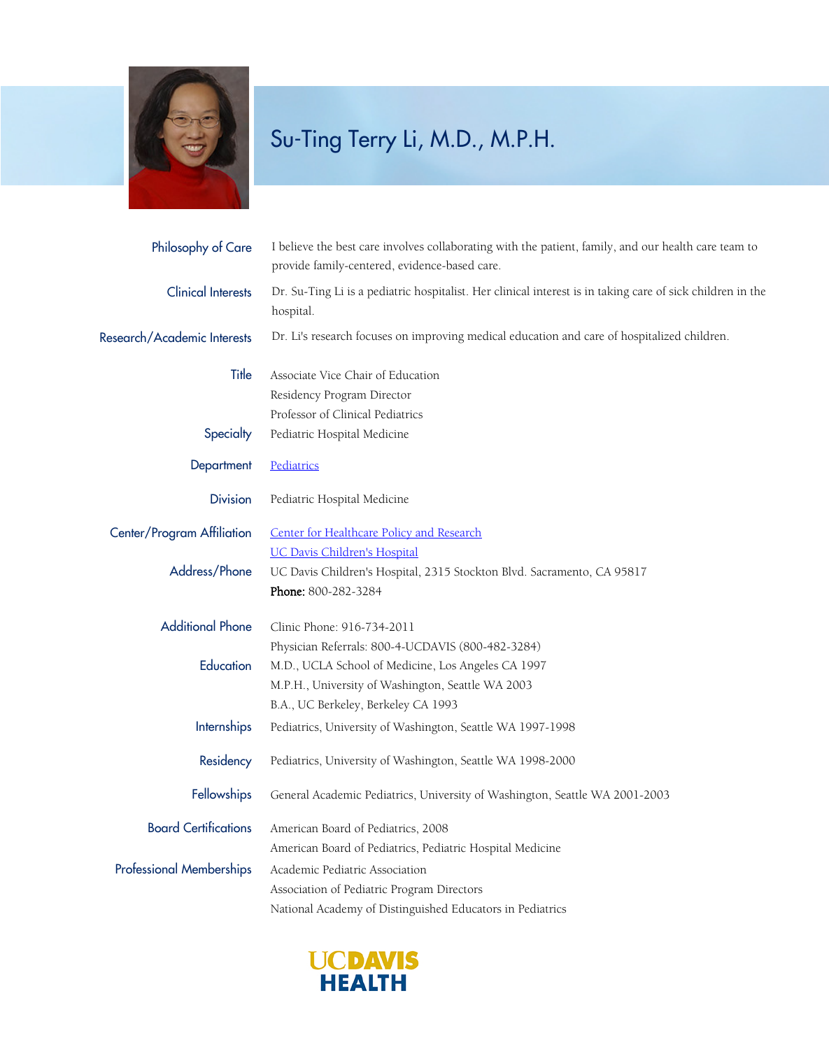# Su-Ting Terry Li, M.D., M.P.H.

**Philosophy of Care**
I believe the best care involves collaborating with the patient, family, and our health care team to provide family-centered, evidence-based care.

**Clinical Interests**
Dr. Su-Ting Li is a pediatric hospitalist. Her clinical interest is in taking care of sick children in the hospital.

**Research/Academic Interests**
Dr. Li's research focuses on improving medical education and care of hospitalized children.

**Title**
Associate Vice Chair of Education
Residency Program Director
Professor of Clinical Pediatrics

**Specialty**
Pediatric Hospital Medicine

**Department**
Pediatrics

**Division**
Pediatric Hospital Medicine

**Center/Program Affiliation**
Center for Healthcare Policy and Research
UC Davis Children's Hospital

**Address/Phone**
UC Davis Children's Hospital, 2315 Stockton Blvd. Sacramento, CA 95817
**Phone:** 800-282-3284

**Additional Phone**
Clinic Phone: 916-734-2011
Physician Referrals: 800-4-UCDAVIS (800-482-3284)

**Education**
M.D., UCLA School of Medicine, Los Angeles CA 1997
M.P.H., University of Washington, Seattle WA 2003
B.A., UC Berkeley, Berkeley CA 1993

**Internships**
Pediatrics, University of Washington, Seattle WA 1997-1998

**Residency**
Pediatrics, University of Washington, Seattle WA 1998-2000

**Fellowships**
General Academic Pediatrics, University of Washington, Seattle WA 2001-2003

**Board Certifications**
American Board of Pediatrics, 2008
American Board of Pediatrics, Pediatric Hospital Medicine

**Professional Memberships**
Academic Pediatric Association
Association of Pediatric Program Directors
National Academy of Distinguished Educators in Pediatrics

UC DAVIS HEALTH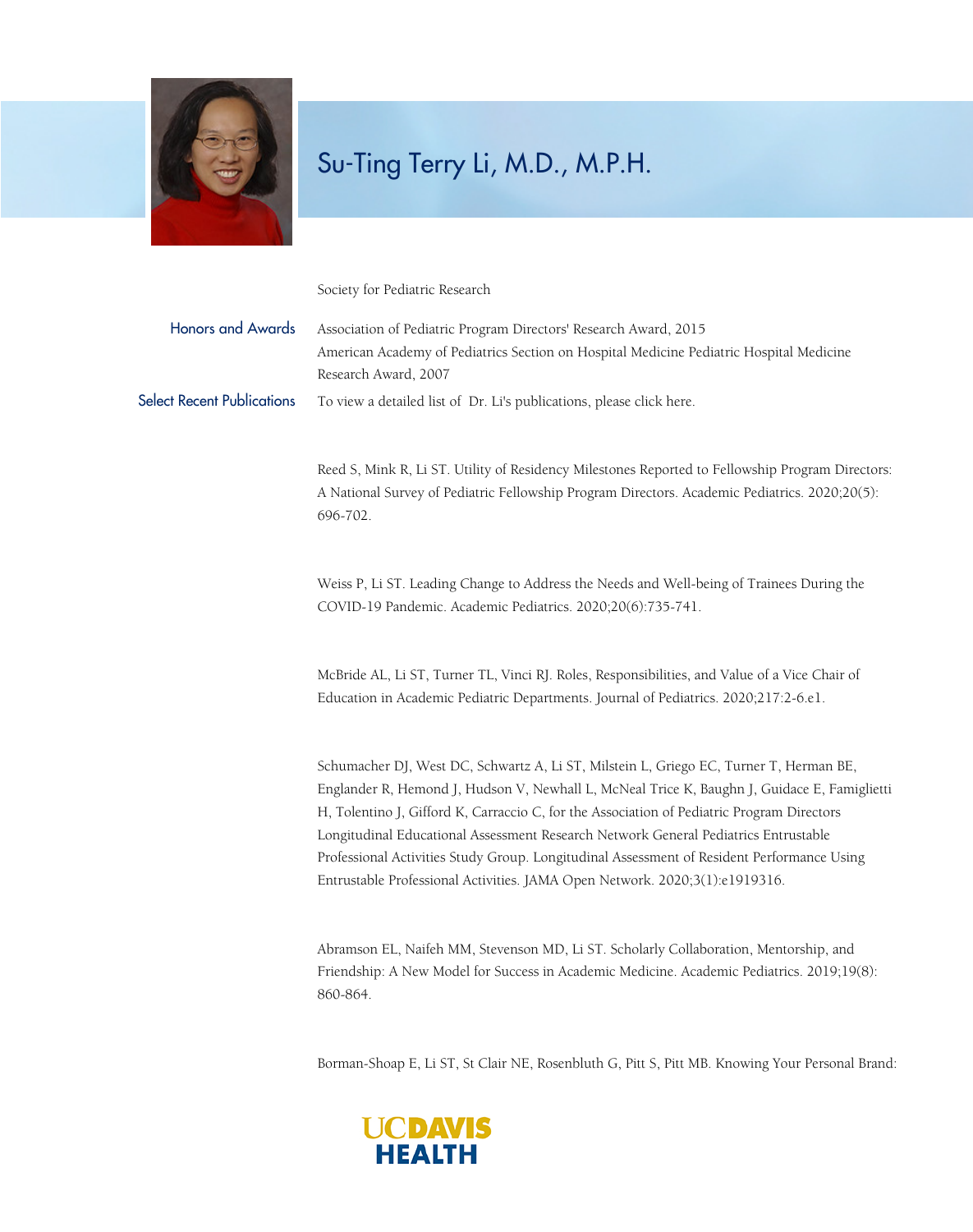# Su-Ting Terry Li, M.D., M.P.H.

Society for Pediatric Research

## Honors and Awards

Association of Pediatric Program Directors' Research Award, 2015

American Academy of Pediatrics Section on Hospital Medicine Pediatric Hospital Medicine Research Award, 2007

## Select Recent Publications

To view a detailed list of Dr. Li's publications, please click here.

Reed S, Mink R, Li ST. Utility of Residency Milestones Reported to Fellowship Program Directors: A National Survey of Pediatric Fellowship Program Directors. Academic Pediatrics. 2020;20(5): 696-702.

Weiss P, Li ST. Leading Change to Address the Needs and Well-being of Trainees During the COVID-19 Pandemic. Academic Pediatrics. 2020;20(6):735-741.

McBride AL, Li ST, Turner TL, Vinci RJ. Roles, Responsibilities, and Value of a Vice Chair of Education in Academic Pediatric Departments. Journal of Pediatrics. 2020;217:2-6.e1.

Schumacher DJ, West DC, Schwartz A, Li ST, Milstein L, Griego EC, Turner T, Herman BE, Englander R, Hemond J, Hudson V, Newhall L, McNeal Trice K, Baughn J, Guidace E, Famiglietti H, Tolentino J, Gifford K, Carraccio C, for the Association of Pediatric Program Directors Longitudinal Educational Assessment Research Network General Pediatrics Entrustable Professional Activities Study Group. Longitudinal Assessment of Resident Performance Using Entrustable Professional Activities. JAMA Open Network. 2020;3(1):e1919316.

Abramson EL, Naifeh MM, Stevenson MD, Li ST. Scholarly Collaboration, Mentorship, and Friendship: A New Model for Success in Academic Medicine. Academic Pediatrics. 2019;19(8): 860-864.

Borman-Shoap E, Li ST, St Clair NE, Rosenbluth G, Pitt S, Pitt MB. Knowing Your Personal Brand: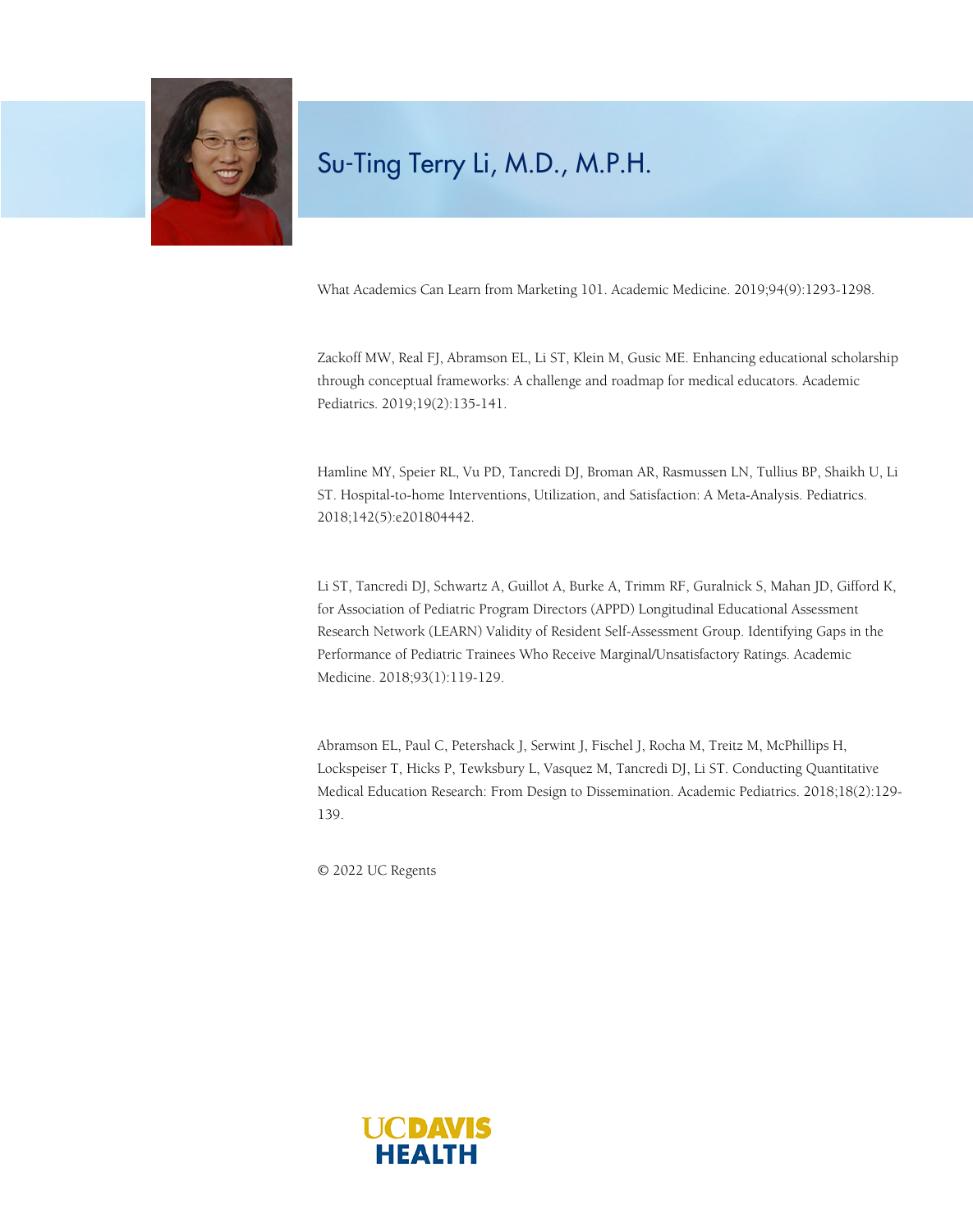# Su-Ting Terry Li, M.D., M.P.H.

What Academics Can Learn from Marketing 101. Academic Medicine. 2019;94(9):1293-1298.

Zackoff MW, Real FJ, Abramson EL, Li ST, Klein M, Gusic ME. Enhancing educational scholarship through conceptual frameworks: A challenge and roadmap for medical educators. Academic Pediatrics. 2019;19(2):135-141.

Hamline MY, Speier RL, Vu PD, Tancredi DJ, Broman AR, Rasmussen LN, Tullius BP, Shaikh U, Li ST. Hospital-to-home Interventions, Utilization, and Satisfaction: A Meta-Analysis. Pediatrics. 2018;142(5):e201804442.

Li ST, Tancredi DJ, Schwartz A, Guillot A, Burke A, Trimm RF, Guralnick S, Mahan JD, Gifford K, for Association of Pediatric Program Directors (APPD) Longitudinal Educational Assessment Research Network (LEARN) Validity of Resident Self-Assessment Group. Identifying Gaps in the Performance of Pediatric Trainees Who Receive Marginal/Unsatisfactory Ratings. Academic Medicine. 2018;93(1):119-129.

Abramson EL, Paul C, Petershack J, Serwint J, Fischel J, Rocha M, Treitz M, McPhillips H, Lockspeiser T, Hicks P, Tewksbury L, Vasquez M, Tancredi DJ, Li ST. Conducting Quantitative Medical Education Research: From Design to Dissemination. Academic Pediatrics. 2018;18(2):129-139.

© 2022 UC Regents

UC DAVIS HEALTH